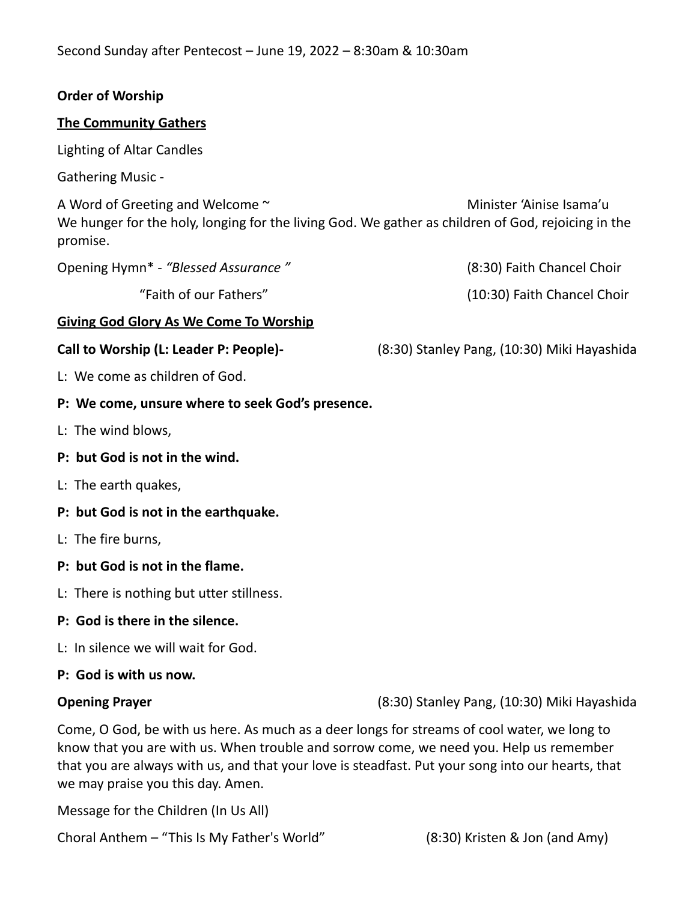Second Sunday after Pentecost – June 19, 2022 – 8:30am & 10:30am

**Order of Worship**

**The Community Gathers**

Lighting of Altar Candles

Gathering Music -

A Word of Greeting and Welcome ~ Minister 'Ainise Isama'u

We hunger for the holy, longing for the living God. We gather as children of God, rejoicing in the promise.

Opening Hymn* - *"Blessed Assurance "* (8:30) Faith Chancel Choir

"Faith of our Fathers" (10:30) Faith Chancel Choir

**Giving God Glory As We Come To Worship**

**Call to Worship (L: Leader P: People)-** (8:30) Stanley Pang, (10:30) Miki Hayashida

L: We come as children of God.

**P: We come, unsure where to seek God's presence.**

L: The wind blows,

**P: but God is not in the wind.**

L: The earth quakes,

**P: but God is not in the earthquake.**

L: The fire burns,

**P: but God is not in the flame.**

L: There is nothing but utter stillness.

**P: God is there in the silence.**

L: In silence we will wait for God.

**P: God is with us now.**

**Opening Prayer** (8:30) Stanley Pang, (10:30) Miki Hayashida

Come, O God, be with us here. As much as a deer longs for streams of cool water, we long to know that you are with us. When trouble and sorrow come, we need you. Help us remember that you are always with us, and that your love is steadfast. Put your song into our hearts, that we may praise you this day. Amen.

Message for the Children (In Us All)

Choral Anthem – "This Is My Father's World" (8:30) Kristen & Jon (and Amy)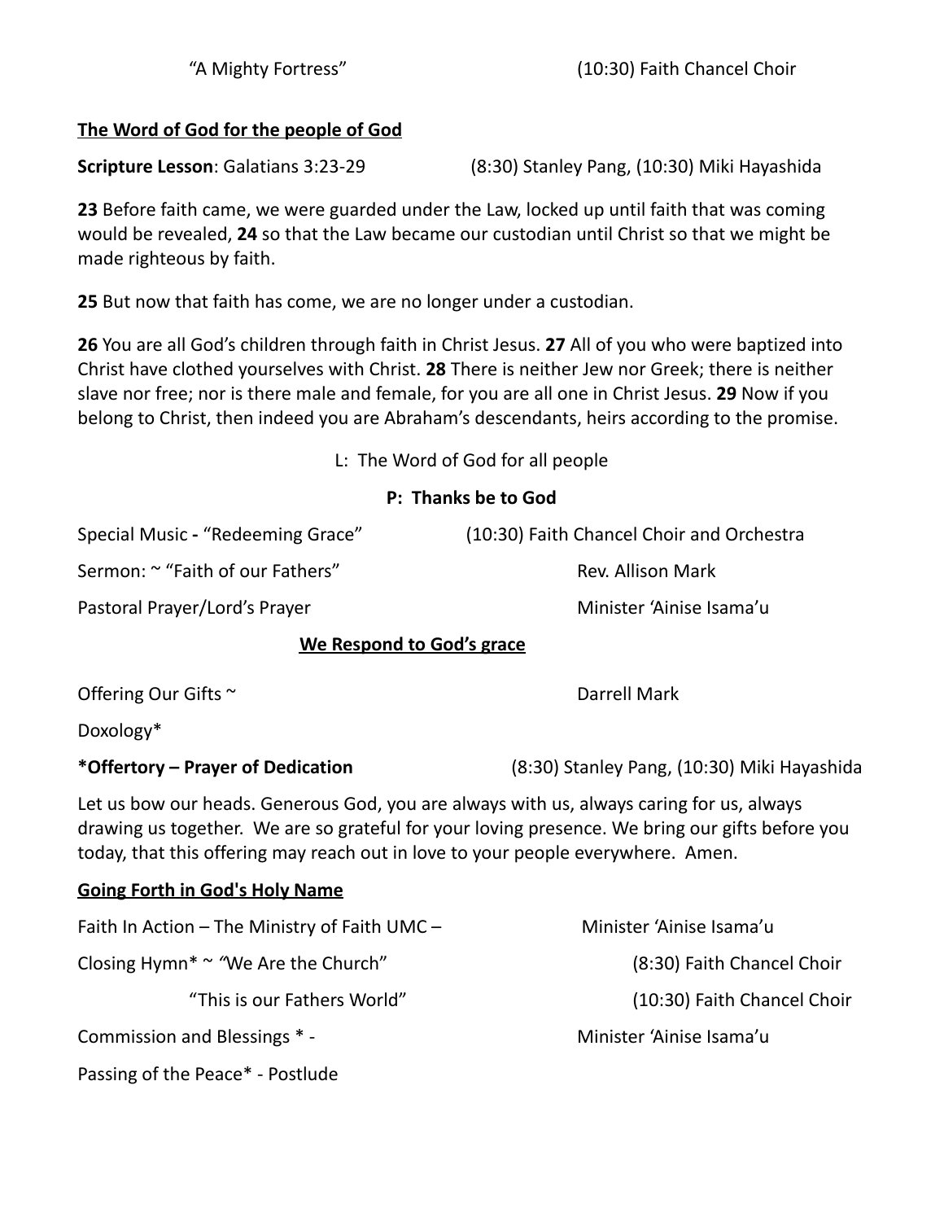"A Mighty Fortress" (10:30) Faith Chancel Choir

**The Word of God for the people of God**

**Scripture Lesson**: Galatians 3:23-29 (8:30) Stanley Pang, (10:30) Miki Hayashida

**23** Before faith came, we were guarded under the Law, locked up until faith that was coming would be revealed, **24** so that the Law became our custodian until Christ so that we might be made righteous by faith.

**25** But now that faith has come, we are no longer under a custodian.

**26** You are all God's children through faith in Christ Jesus. **27** All of you who were baptized into Christ have clothed yourselves with Christ. **28** There is neither Jew nor Greek; there is neither slave nor free; nor is there male and female, for you are all one in Christ Jesus. **29** Now if you belong to Christ, then indeed you are Abraham's descendants, heirs according to the promise.

L: The Word of God for all people

**P: Thanks be to God**

Special Music **-** "Redeeming Grace" (10:30) Faith Chancel Choir and Orchestra

Sermon: ~ "Faith of our Fathers" Rev. Allison Mark

Pastoral Prayer/Lord's Prayer Minister 'Ainise Isama'u

**We Respond to God's grace**

Offering Our Gifts ~ Darrell Mark

Doxology*

***Offertory – Prayer of Dedication** (8:30) Stanley Pang, (10:30) Miki Hayashida

Let us bow our heads. Generous God, you are always with us, always caring for us, always drawing us together. We are so grateful for your loving presence. We bring our gifts before you today, that this offering may reach out in love to your people everywhere. Amen.

**Going Forth in God's Holy Name**

Faith In Action – The Ministry of Faith UMC – Minister 'Ainise Isama'u

Closing Hymn* ~ "We Are the Church" (8:30) Faith Chancel Choir

"This is our Fathers World" (10:30) Faith Chancel Choir

Commission and Blessings * - Minister 'Ainise Isama'u

Passing of the Peace* - Postlude